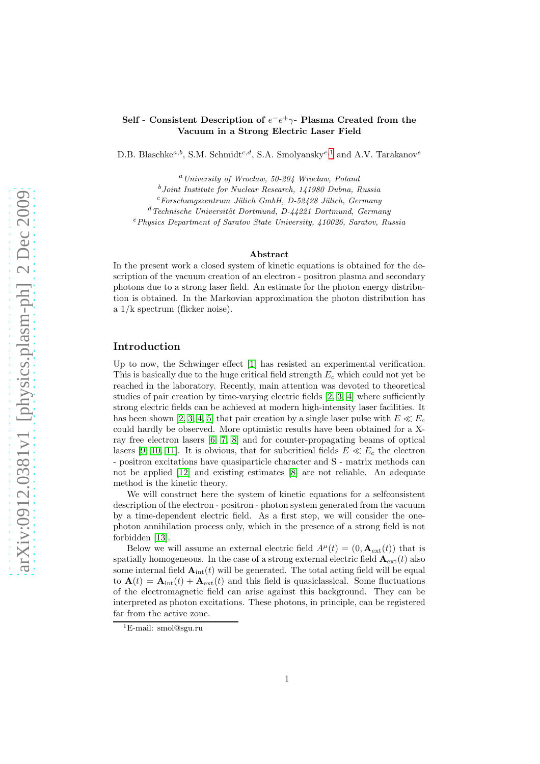# Self - Consistent Description of $e^-e^+\gamma$- Plasma Created from the Vacuum in a Strong Electric Laser Field

D.B. Blaschke[a,b], S.M. Schmidt[c,d], S.A. Smolyansky[e,1] and A.V. Tarakanov[e]

[a] *University of Wrocław, 50-204 Wrocław, Poland*
[b] *Joint Institute for Nuclear Research, 141980 Dubna, Russia*
[c] *Forschungszentrum Jülich GmbH, D-52428 Jülich, Germany*
[d] *Technische Universität Dortmund, D-44221 Dortmund, Germany*
[e] *Physics Department of Saratov State University, 410026, Saratov, Russia*

## Abstract

In the present work a closed system of kinetic equations is obtained for the description of the vacuum creation of an electron - positron plasma and secondary photons due to a strong laser field. An estimate for the photon energy distribution is obtained. In the Markovian approximation the photon distribution has a 1/k spectrum (flicker noise).

## Introduction

Up to now, the Schwinger effect [1] has resisted an experimental verification. This is basically due to the huge critical field strength $E_c$ which could not yet be reached in the laboratory. Recently, main attention was devoted to theoretical studies of pair creation by time-varying electric fields [2, 3, 4] where sufficiently strong electric fields can be achieved at modern high-intensity laser facilities. It has been shown [2, 3, 4, 5] that pair creation by a single laser pulse with $E \ll E_c$ could hardly be observed. More optimistic results have been obtained for a X-ray free electron lasers [6, 7, 8] and for counter-propagating beams of optical lasers [9, 10, 11]. It is obvious, that for subcritical fields $E \ll E_c$ the electron - positron excitations have quasiparticle character and S - matrix methods can not be applied [12] and existing estimates [8] are not reliable. An adequate method is the kinetic theory.

We will construct here the system of kinetic equations for a selfconsistent description of the electron - positron - photon system generated from the vacuum by a time-dependent electric field. As a first step, we will consider the one-photon annihilation process only, which in the presence of a strong field is not forbidden [13].

Below we will assume an external electric field $A^\mu(t) = (0, \mathbf{A}_{\rm ext}(t))$ that is spatially homogeneous. In the case of a strong external electric field $\mathbf{A}_{\rm ext}(t)$ also some internal field $\mathbf{A}_{\rm int}(t)$ will be generated. The total acting field will be equal to $\mathbf{A}(t) = \mathbf{A}_{\rm int}(t) + \mathbf{A}_{\rm ext}(t)$ and this field is quasiclassical. Some fluctuations of the electromagnetic field can arise against this background. They can be interpreted as photon excitations. These photons, in principle, can be registered far from the active zone.

[1] E-mail: smol@sgu.ru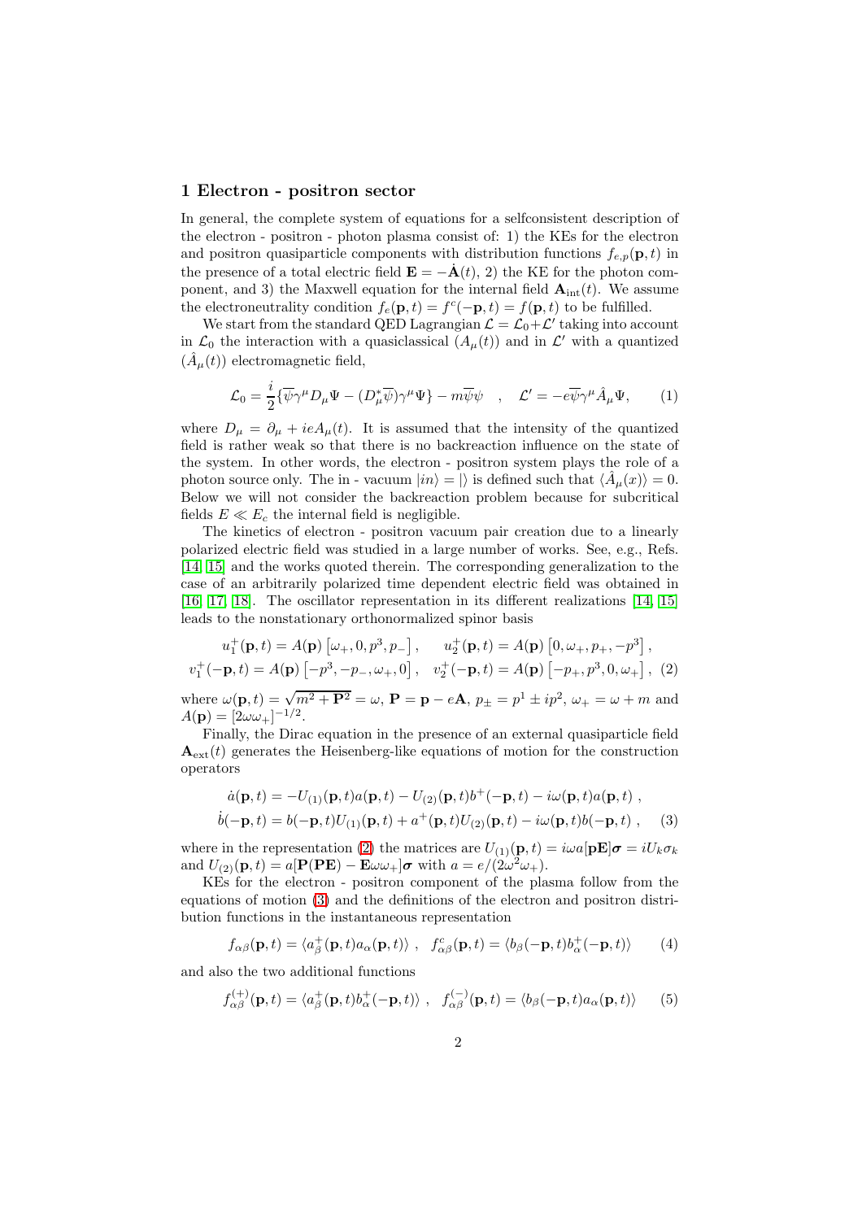## 1 Electron - positron sector

In general, the complete system of equations for a selfconsistent description of the electron - positron - photon plasma consist of: 1) the KEs for the electron and positron quasiparticle components with distribution functions $f_{e,p}(\mathbf{p},t)$ in the presence of a total electric field $\mathbf{E} = -\dot{\mathbf{A}}(t)$, 2) the KE for the photon component, and 3) the Maxwell equation for the internal field $\mathbf{A}_{\rm int}(t)$. We assume the electroneutrality condition $f_e(\mathbf{p},t) = f^c(-\mathbf{p},t) = f(\mathbf{p},t)$ to be fulfilled.

We start from the standard QED Lagrangian $\mathcal{L} = \mathcal{L}_0 + \mathcal{L}'$ taking into account in $\mathcal{L}_0$ the interaction with a quasiclassical $(A_\mu(t))$ and in $\mathcal{L}'$ with a quantized $(\hat{A}_\mu(t))$ electromagnetic field,

$$\mathcal{L}_0 = \frac{i}{2}\{\overline{\psi}\gamma^\mu D_\mu \Psi - (D^*_\mu \overline{\psi})\gamma^\mu \Psi\} - m\overline{\psi}\psi \quad , \quad \mathcal{L}' = -e\overline{\psi}\gamma^\mu \hat{A}_\mu \Psi, \qquad (1)$$

where $D_\mu = \partial_\mu + ieA_\mu(t)$. It is assumed that the intensity of the quantized field is rather weak so that there is no backreaction influence on the state of the system. In other words, the electron - positron system plays the role of a photon source only. The in - vacuum $|in\rangle = |\rangle$ is defined such that $\langle \hat{A}_\mu(x)\rangle = 0$. Below we will not consider the backreaction problem because for subcritical fields $E \ll E_c$ the internal field is negligible.

The kinetics of electron - positron vacuum pair creation due to a linearly polarized electric field was studied in a large number of works. See, e.g., Refs. [14, 15] and the works quoted therein. The corresponding generalization to the case of an arbitrarily polarized time dependent electric field was obtained in [16, 17, 18]. The oscillator representation in its different realizations [14, 15] leads to the nonstationary orthonormalized spinor basis

$$u_1^+(\mathbf{p},t) = A(\mathbf{p})\left[\omega_+, 0, p^3, p_-\right], \qquad u_2^+(\mathbf{p},t) = A(\mathbf{p})\left[0, \omega_+, p_+, -p^3\right],$$
$$v_1^+(-\mathbf{p},t) = A(\mathbf{p})\left[-p^3, -p_-, \omega_+, 0\right], \quad v_2^+(-\mathbf{p},t) = A(\mathbf{p})\left[-p_+, p^3, 0, \omega_+\right], \quad (2)$$

where $\omega(\mathbf{p},t) = \sqrt{m^2 + \mathbf{P}^2} = \omega$, $\mathbf{P} = \mathbf{p} - e\mathbf{A}$, $p_\pm = p^1 \pm ip^2$, $\omega_+ = \omega + m$ and $A(\mathbf{p}) = [2\omega\omega_+]^{-1/2}$.

Finally, the Dirac equation in the presence of an external quasiparticle field $\mathbf{A}_{\rm ext}(t)$ generates the Heisenberg-like equations of motion for the construction operators

$$\dot{a}(\mathbf{p},t) = -U_{(1)}(\mathbf{p},t)a(\mathbf{p},t) - U_{(2)}(\mathbf{p},t)b^+(-\mathbf{p},t) - i\omega(\mathbf{p},t)a(\mathbf{p},t)\ ,$$
$$\dot{b}(-\mathbf{p},t) = b(-\mathbf{p},t)U_{(1)}(\mathbf{p},t) + a^+(\mathbf{p},t)U_{(2)}(\mathbf{p},t) - i\omega(\mathbf{p},t)b(-\mathbf{p},t)\ , \qquad (3)$$

where in the representation (2) the matrices are $U_{(1)}(\mathbf{p},t) = i\omega a[\mathbf{pE}]\boldsymbol{\sigma} = iU_k\sigma_k$ and $U_{(2)}(\mathbf{p},t) = a[\mathbf{P}(\mathbf{PE}) - \mathbf{E}\omega\omega_+]\boldsymbol{\sigma}$ with $a = e/(2\omega^2\omega_+)$.

KEs for the electron - positron component of the plasma follow from the equations of motion (3) and the definitions of the electron and positron distribution functions in the instantaneous representation

$$f_{\alpha\beta}(\mathbf{p},t) = \langle a^+_\beta(\mathbf{p},t)a_\alpha(\mathbf{p},t)\rangle\ , \quad f^c_{\alpha\beta}(\mathbf{p},t) = \langle b_\beta(-\mathbf{p},t)b^+_\alpha(-\mathbf{p},t)\rangle \qquad (4)$$

and also the two additional functions

$$f^{(+)}_{\alpha\beta}(\mathbf{p},t) = \langle a^+_\beta(\mathbf{p},t)b^+_\alpha(-\mathbf{p},t)\rangle\ , \quad f^{(-)}_{\alpha\beta}(\mathbf{p},t) = \langle b_\beta(-\mathbf{p},t)a_\alpha(\mathbf{p},t)\rangle \qquad (5)$$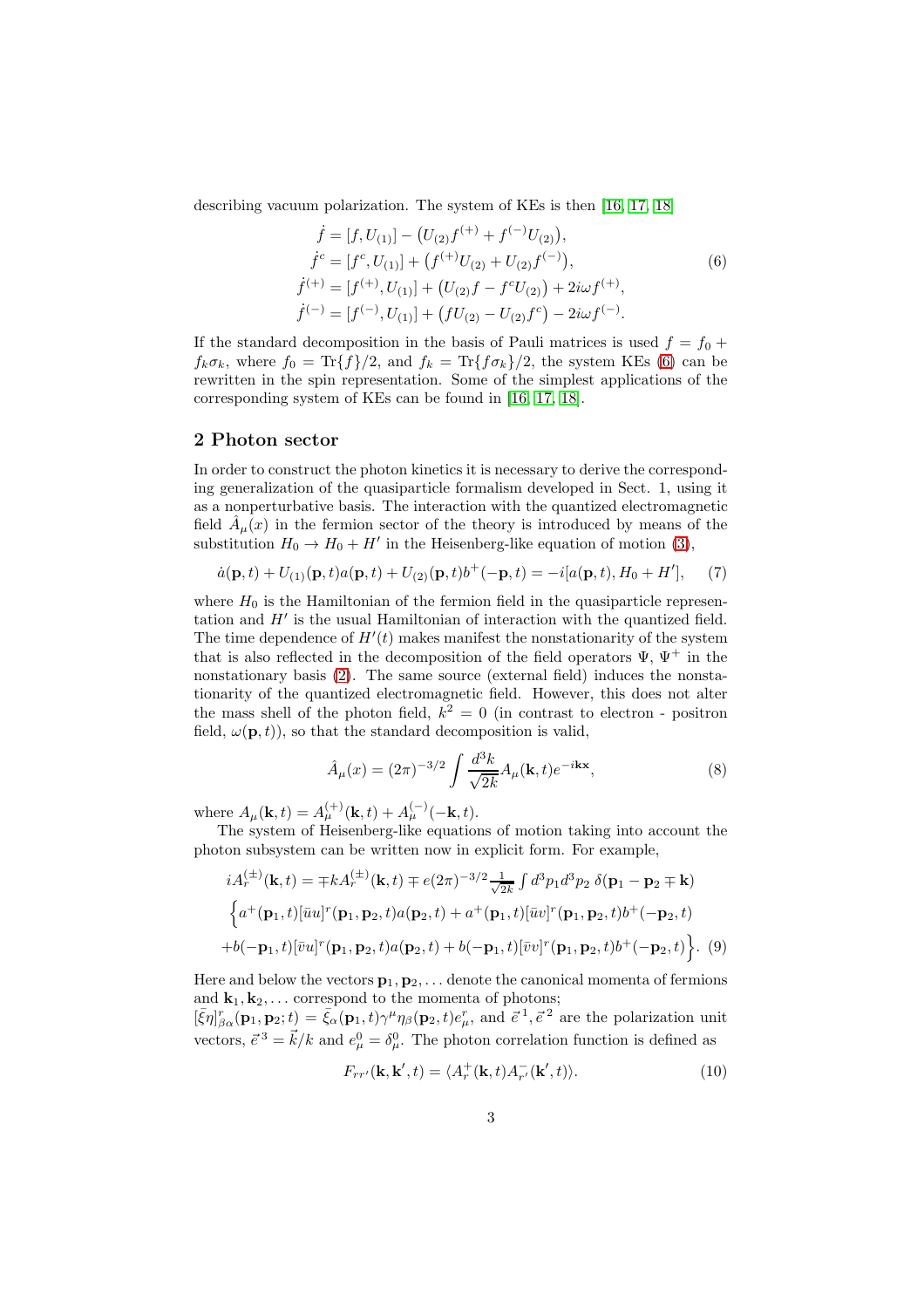describing vacuum polarization. The system of KEs is then [16, 17, 18]

$$
\begin{aligned}
\dot{f} &= [f, U_{(1)}] - \big(U_{(2)} f^{(+)} + f^{(-)} U_{(2)}\big), \\
\dot{f}^c &= [f^c, U_{(1)}] + \big(f^{(+)} U_{(2)} + U_{(2)} f^{(-)}\big), \\
\dot{f}^{(+)} &= [f^{(+)}, U_{(1)}] + \big(U_{(2)} f - f^c U_{(2)}\big) + 2i\omega f^{(+)}, \\
\dot{f}^{(-)} &= [f^{(-)}, U_{(1)}] + \big(f U_{(2)} - U_{(2)} f^c\big) - 2i\omega f^{(-)}.
\end{aligned}
\tag{6}
$$

If the standard decomposition in the basis of Pauli matrices is used $f = f_0 + f_k \sigma_k$, where $f_0 = \mathrm{Tr}\{f\}/2$, and $f_k = \mathrm{Tr}\{f\sigma_k\}/2$, the system KEs (6) can be rewritten in the spin representation. Some of the simplest applications of the corresponding system of KEs can be found in [16, 17, 18].

## 2 Photon sector

In order to construct the photon kinetics it is necessary to derive the corresponding generalization of the quasiparticle formalism developed in Sect. 1, using it as a nonperturbative basis. The interaction with the quantized electromagnetic field $\hat{A}_\mu(x)$ in the fermion sector of the theory is introduced by means of the substitution $H_0 \to H_0 + H'$ in the Heisenberg-like equation of motion (3),

$$
\dot{a}(\mathbf{p}, t) + U_{(1)}(\mathbf{p}, t) a(\mathbf{p}, t) + U_{(2)}(\mathbf{p}, t) b^+(-\mathbf{p}, t) = -i[a(\mathbf{p}, t), H_0 + H'], \tag{7}
$$

where $H_0$ is the Hamiltonian of the fermion field in the quasiparticle representation and $H'$ is the usual Hamiltonian of interaction with the quantized field. The time dependence of $H'(t)$ makes manifest the nonstationarity of the system that is also reflected in the decomposition of the field operators $\Psi$, $\Psi^+$ in the nonstationary basis (2). The same source (external field) induces the nonstationarity of the quantized electromagnetic field. However, this does not alter the mass shell of the photon field, $k^2 = 0$ (in contrast to electron - positron field, $\omega(\mathbf{p}, t)$), so that the standard decomposition is valid,

$$
\hat{A}_\mu(x) = (2\pi)^{-3/2} \int \frac{d^3k}{\sqrt{2k}} A_\mu(\mathbf{k}, t) e^{-i\mathbf{k}\mathbf{x}}, \tag{8}
$$

where $A_\mu(\mathbf{k}, t) = A_\mu^{(+)}(\mathbf{k}, t) + A_\mu^{(-)}(-\mathbf{k}, t)$.

The system of Heisenberg-like equations of motion taking into account the photon subsystem can be written now in explicit form. For example,

$$
\begin{aligned}
i\dot{A}_r^{(\pm)}(\mathbf{k}, t) &= \mp k A_r^{(\pm)}(\mathbf{k}, t) \mp e(2\pi)^{-3/2} \tfrac{1}{\sqrt{2k}} \int d^3p_1 d^3p_2 \; \delta(\mathbf{p}_1 - \mathbf{p}_2 \mp \mathbf{k}) \\
&\Big\{ a^+(\mathbf{p}_1, t) [\bar{u}u]^r(\mathbf{p}_1, \mathbf{p}_2, t) a(\mathbf{p}_2, t) + a^+(\mathbf{p}_1, t) [\bar{u}v]^r(\mathbf{p}_1, \mathbf{p}_2, t) b^+(-\mathbf{p}_2, t) \\
&+ b(-\mathbf{p}_1, t) [\bar{v}u]^r(\mathbf{p}_1, \mathbf{p}_2, t) a(\mathbf{p}_2, t) + b(-\mathbf{p}_1, t) [\bar{v}v]^r(\mathbf{p}_1, \mathbf{p}_2, t) b^+(-\mathbf{p}_2, t) \Big\}.
\end{aligned}
\tag{9}
$$

Here and below the vectors $\mathbf{p}_1, \mathbf{p}_2, \dots$ denote the canonical momenta of fermions and $\mathbf{k}_1, \mathbf{k}_2, \dots$ correspond to the momenta of photons;
$[\bar{\xi}\eta]^r_{\beta\alpha}(\mathbf{p}_1, \mathbf{p}_2; t) = \bar{\xi}_\alpha(\mathbf{p}_1, t) \gamma^\mu \eta_\beta(\mathbf{p}_2, t) e^r_\mu$, and $\vec{e}^{\,1}, \vec{e}^{\,2}$ are the polarization unit vectors, $\vec{e}^{\,3} = \vec{k}/k$ and $e^0_\mu = \delta^0_\mu$. The photon correlation function is defined as

$$
F_{rr'}(\mathbf{k}, \mathbf{k}', t) = \langle A_r^+(\mathbf{k}, t) A_{r'}^-(\mathbf{k}', t) \rangle. \tag{10}
$$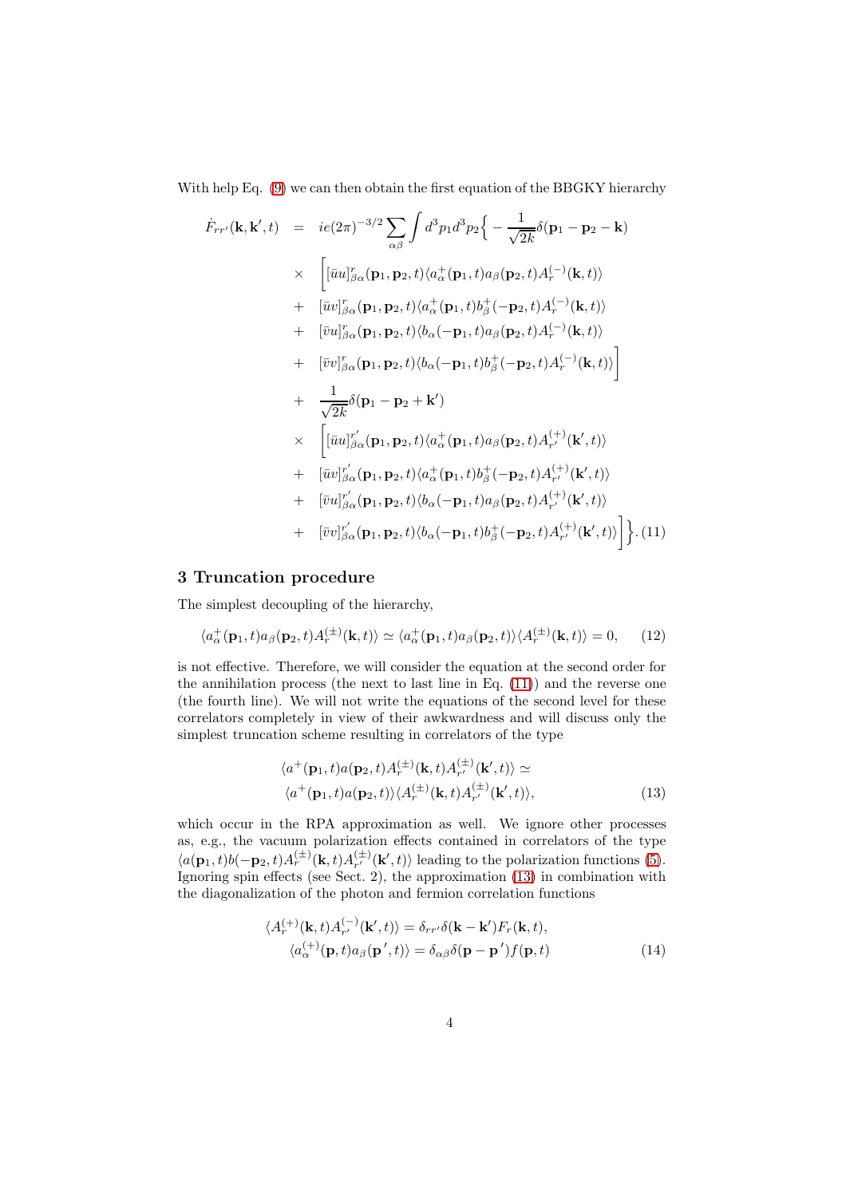With help Eq. (9) we can then obtain the first equation of the BBGKY hierarchy

$$
\begin{aligned}
\dot{F}_{rr'}(\mathbf{k},\mathbf{k}',t) &= ie(2\pi)^{-3/2}\sum_{\alpha\beta}\int d^3p_1 d^3p_2 \Big\{ -\frac{1}{\sqrt{2k}}\delta(\mathbf{p}_1-\mathbf{p}_2-\mathbf{k}) \\
&\times \Big[ [\bar{u}u]^r_{\beta\alpha}(\mathbf{p}_1,\mathbf{p}_2,t)\langle a^+_\alpha(\mathbf{p}_1,t)a_\beta(\mathbf{p}_2,t)A^{(-)}_r(\mathbf{k},t)\rangle \\
&+ [\bar{u}v]^r_{\beta\alpha}(\mathbf{p}_1,\mathbf{p}_2,t)\langle a^+_\alpha(\mathbf{p}_1,t)b^+_\beta(-\mathbf{p}_2,t)A^{(-)}_r(\mathbf{k},t)\rangle \\
&+ [\bar{v}u]^r_{\beta\alpha}(\mathbf{p}_1,\mathbf{p}_2,t)\langle b_\alpha(-\mathbf{p}_1,t)a_\beta(\mathbf{p}_2,t)A^{(-)}_r(\mathbf{k},t)\rangle \\
&+ [\bar{v}v]^r_{\beta\alpha}(\mathbf{p}_1,\mathbf{p}_2,t)\langle b_\alpha(-\mathbf{p}_1,t)b^+_\beta(-\mathbf{p}_2,t)A^{(-)}_r(\mathbf{k},t)\rangle \Big] \\
&+ \frac{1}{\sqrt{2k}}\delta(\mathbf{p}_1-\mathbf{p}_2+\mathbf{k}') \\
&\times \Big[ [\bar{u}u]^{r'}_{\beta\alpha}(\mathbf{p}_1,\mathbf{p}_2,t)\langle a^+_\alpha(\mathbf{p}_1,t)a_\beta(\mathbf{p}_2,t)A^{(+)}_{r'}(\mathbf{k}',t)\rangle \\
&+ [\bar{u}v]^{r'}_{\beta\alpha}(\mathbf{p}_1,\mathbf{p}_2,t)\langle a^+_\alpha(\mathbf{p}_1,t)b^+_\beta(-\mathbf{p}_2,t)A^{(+)}_{r'}(\mathbf{k}',t)\rangle \\
&+ [\bar{v}u]^{r'}_{\beta\alpha}(\mathbf{p}_1,\mathbf{p}_2,t)\langle b_\alpha(-\mathbf{p}_1,t)a_\beta(\mathbf{p}_2,t)A^{(+)}_{r'}(\mathbf{k}',t)\rangle \\
&+ [\bar{v}v]^{r'}_{\beta\alpha}(\mathbf{p}_1,\mathbf{p}_2,t)\langle b_\alpha(-\mathbf{p}_1,t)b^+_\beta(-\mathbf{p}_2,t)A^{(+)}_{r'}(\mathbf{k}',t)\rangle \Big] \Big\}. 
\end{aligned} \tag{11}
$$

## 3 Truncation procedure

The simplest decoupling of the hierarchy,

$$
\langle a^+_\alpha(\mathbf{p}_1,t)a_\beta(\mathbf{p}_2,t)A^{(\pm)}_r(\mathbf{k},t)\rangle \simeq \langle a^+_\alpha(\mathbf{p}_1,t)a_\beta(\mathbf{p}_2,t)\rangle\langle A^{(\pm)}_r(\mathbf{k},t)\rangle = 0, \tag{12}
$$

is not effective. Therefore, we will consider the equation at the second order for the annihilation process (the next to last line in Eq. (11)) and the reverse one (the fourth line). We will not write the equations of the second level for these correlators completely in view of their awkwardness and will discuss only the simplest truncation scheme resulting in correlators of the type

$$
\begin{aligned}
&\langle a^+(\mathbf{p}_1,t)a(\mathbf{p}_2,t)A^{(\pm)}_r(\mathbf{k},t)A^{(\pm)}_{r'}(\mathbf{k}',t)\rangle \simeq \\
&\langle a^+(\mathbf{p}_1,t)a(\mathbf{p}_2,t)\rangle\langle A^{(\pm)}_r(\mathbf{k},t)A^{(\pm)}_{r'}(\mathbf{k}',t)\rangle,
\end{aligned} \tag{13}
$$

which occur in the RPA approximation as well. We ignore other processes as, e.g., the vacuum polarization effects contained in correlators of the type $\langle a(\mathbf{p}_1,t)b(-\mathbf{p}_2,t)A^{(\pm)}_r(\mathbf{k},t)A^{(\pm)}_{r'}(\mathbf{k}',t)\rangle$ leading to the polarization functions (5). Ignoring spin effects (see Sect. 2), the approximation (13) in combination with the diagonalization of the photon and fermion correlation functions

$$
\begin{aligned}
\langle A^{(+)}_r(\mathbf{k},t)A^{(-)}_{r'}(\mathbf{k}',t)\rangle &= \delta_{rr'}\delta(\mathbf{k}-\mathbf{k}')F_r(\mathbf{k},t), \\
\langle a^{(+)}_\alpha(\mathbf{p},t)a_\beta(\mathbf{p}',t)\rangle &= \delta_{\alpha\beta}\delta(\mathbf{p}-\mathbf{p}')f(\mathbf{p},t)
\end{aligned} \tag{14}
$$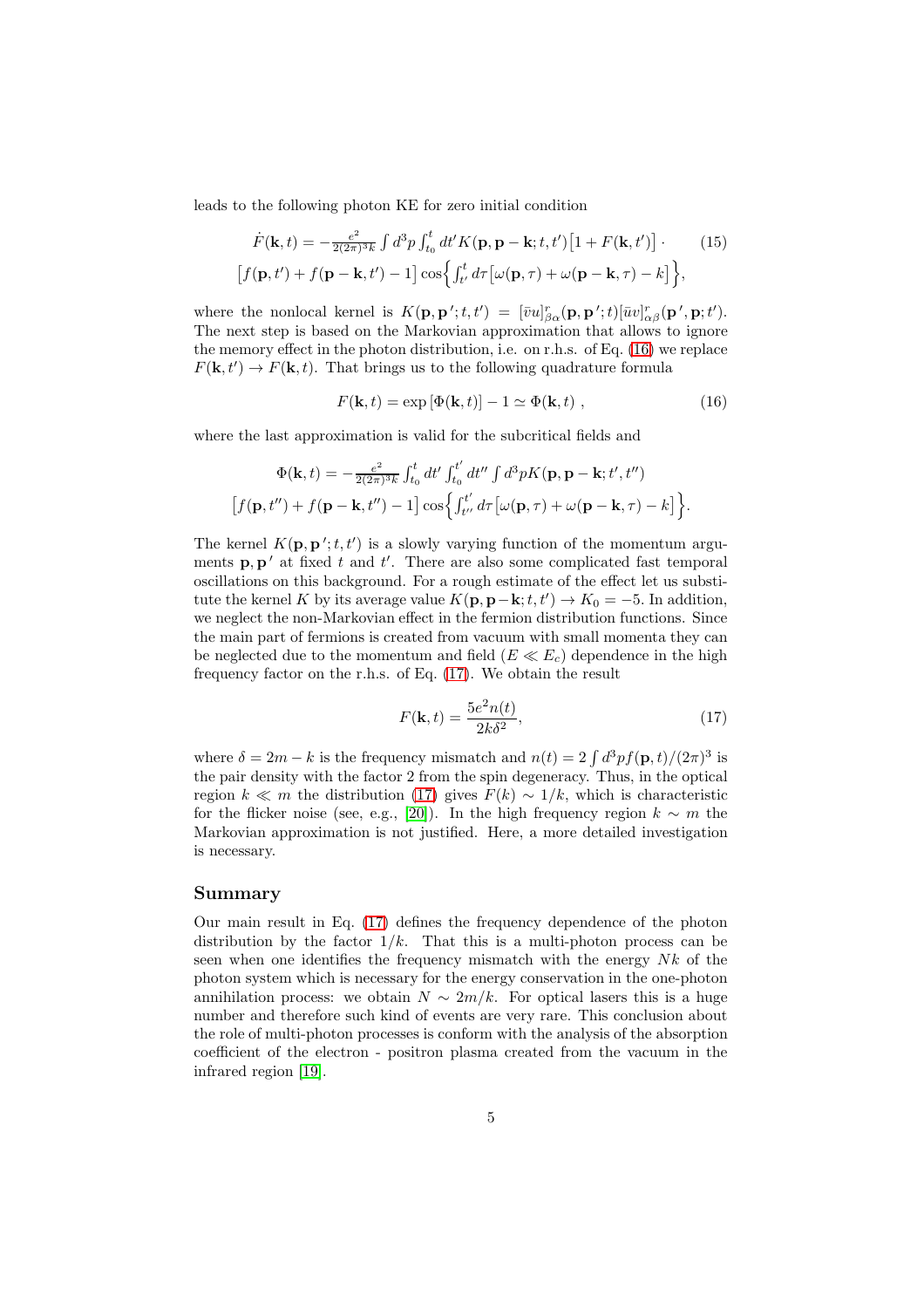leads to the following photon KE for zero initial condition

$$
\begin{aligned}
\dot{F}(\mathbf{k},t) = -\tfrac{e^2}{2(2\pi)^3 k} \int d^3p \int_{t_0}^{t} dt' K(\mathbf{p},\mathbf{p}-\mathbf{k};t,t')\big[1+F(\mathbf{k},t')\big] \cdot \qquad (15) \\
\big[f(\mathbf{p},t') + f(\mathbf{p}-\mathbf{k},t') - 1\big] \cos\Big\{\int_{t'}^{t} d\tau \big[\omega(\mathbf{p},\tau) + \omega(\mathbf{p}-\mathbf{k},\tau) - k\big]\Big\},
\end{aligned}
$$

where the nonlocal kernel is $K(\mathbf{p},\mathbf{p}\,';t,t') = [\bar{v}u]^r_{\beta\alpha}(\mathbf{p},\mathbf{p}\,';t)[\bar{u}v]^r_{\alpha\beta}(\mathbf{p}\,',\mathbf{p};t')$. The next step is based on the Markovian approximation that allows to ignore the memory effect in the photon distribution, i.e. on r.h.s. of Eq. (16) we replace $F(\mathbf{k},t') \to F(\mathbf{k},t)$. That brings us to the following quadrature formula

$$
F(\mathbf{k},t) = \exp\left[\Phi(\mathbf{k},t)\right] - 1 \simeq \Phi(\mathbf{k},t) \ , \qquad (16)
$$

where the last approximation is valid for the subcritical fields and

$$
\begin{aligned}
\Phi(\mathbf{k},t) = -\tfrac{e^2}{2(2\pi)^3 k} \int_{t_0}^{t} dt' \int_{t_0}^{t'} dt'' \int d^3p K(\mathbf{p},\mathbf{p}-\mathbf{k};t',t'') \\
\big[f(\mathbf{p},t'') + f(\mathbf{p}-\mathbf{k},t'') - 1\big] \cos\Big\{\int_{t''}^{t'} d\tau \big[\omega(\mathbf{p},\tau) + \omega(\mathbf{p}-\mathbf{k},\tau) - k\big]\Big\}.
\end{aligned}
$$

The kernel $K(\mathbf{p},\mathbf{p}\,';t,t')$ is a slowly varying function of the momentum arguments $\mathbf{p},\mathbf{p}\,'$ at fixed $t$ and $t'$. There are also some complicated fast temporal oscillations on this background. For a rough estimate of the effect let us substitute the kernel $K$ by its average value $K(\mathbf{p},\mathbf{p}-\mathbf{k};t,t') \to K_0 = -5$. In addition, we neglect the non-Markovian effect in the fermion distribution functions. Since the main part of fermions is created from vacuum with small momenta they can be neglected due to the momentum and field ($E \ll E_c$) dependence in the high frequency factor on the r.h.s. of Eq. (17). We obtain the result

$$
F(\mathbf{k},t) = \frac{5e^2 n(t)}{2k\delta^2}, \qquad (17)
$$

where $\delta = 2m - k$ is the frequency mismatch and $n(t) = 2\int d^3p f(\mathbf{p},t)/(2\pi)^3$ is the pair density with the factor 2 from the spin degeneracy. Thus, in the optical region $k \ll m$ the distribution (17) gives $F(k) \sim 1/k$, which is characteristic for the flicker noise (see, e.g., [20]). In the high frequency region $k \sim m$ the Markovian approximation is not justified. Here, a more detailed investigation is necessary.

## Summary

Our main result in Eq. (17) defines the frequency dependence of the photon distribution by the factor $1/k$. That this is a multi-photon process can be seen when one identifies the frequency mismatch with the energy $Nk$ of the photon system which is necessary for the energy conservation in the one-photon annihilation process: we obtain $N \sim 2m/k$. For optical lasers this is a huge number and therefore such kind of events are very rare. This conclusion about the role of multi-photon processes is conform with the analysis of the absorption coefficient of the electron - positron plasma created from the vacuum in the infrared region [19].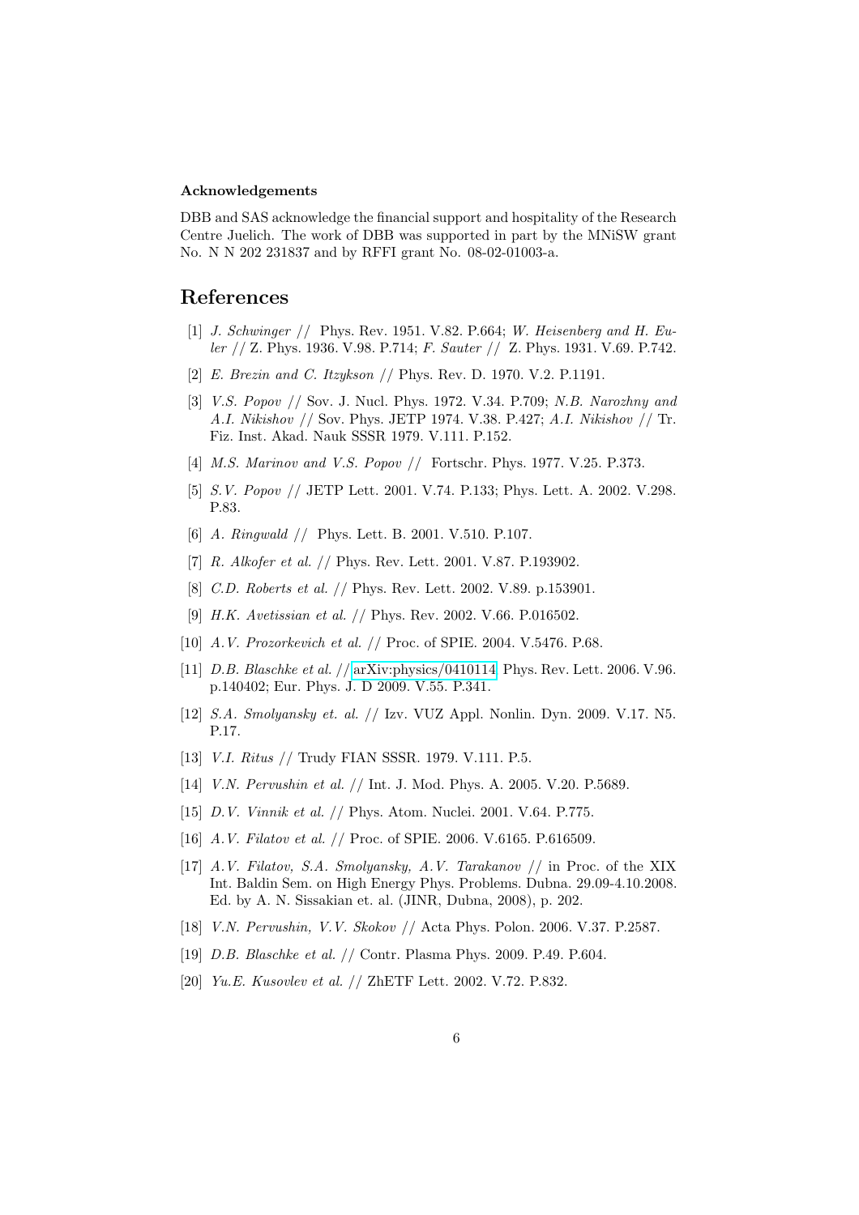**Acknowledgements**

DBB and SAS acknowledge the financial support and hospitality of the Research Centre Juelich. The work of DBB was supported in part by the MNiSW grant No. N N 202 231837 and by RFFI grant No. 08-02-01003-a.

# References

[1] *J. Schwinger* // Phys. Rev. 1951. V.82. P.664; *W. Heisenberg and H. Euler* // Z. Phys. 1936. V.98. P.714; *F. Sauter* // Z. Phys. 1931. V.69. P.742.

[2] *E. Brezin and C. Itzykson* // Phys. Rev. D. 1970. V.2. P.1191.

[3] *V.S. Popov* // Sov. J. Nucl. Phys. 1972. V.34. P.709; *N.B. Narozhny and A.I. Nikishov* // Sov. Phys. JETP 1974. V.38. P.427; *A.I. Nikishov* // Tr. Fiz. Inst. Akad. Nauk SSSR 1979. V.111. P.152.

[4] *M.S. Marinov and V.S. Popov* // Fortschr. Phys. 1977. V.25. P.373.

[5] *S.V. Popov* // JETP Lett. 2001. V.74. P.133; Phys. Lett. A. 2002. V.298. P.83.

[6] *A. Ringwald* // Phys. Lett. B. 2001. V.510. P.107.

[7] *R. Alkofer et al.* // Phys. Rev. Lett. 2001. V.87. P.193902.

[8] *C.D. Roberts et al.* // Phys. Rev. Lett. 2002. V.89. p.153901.

[9] *H.K. Avetissian et al.* // Phys. Rev. 2002. V.66. P.016502.

[10] *A.V. Prozorkevich et al.* // Proc. of SPIE. 2004. V.5476. P.68.

[11] *D.B. Blaschke et al.* // arXiv:physics/0410114 Phys. Rev. Lett. 2006. V.96. p.140402; Eur. Phys. J. D 2009. V.55. P.341.

[12] *S.A. Smolyansky et. al.* // Izv. VUZ Appl. Nonlin. Dyn. 2009. V.17. N5. P.17.

[13] *V.I. Ritus* // Trudy FIAN SSSR. 1979. V.111. P.5.

[14] *V.N. Pervushin et al.* // Int. J. Mod. Phys. A. 2005. V.20. P.5689.

[15] *D.V. Vinnik et al.* // Phys. Atom. Nuclei. 2001. V.64. P.775.

[16] *A.V. Filatov et al.* // Proc. of SPIE. 2006. V.6165. P.616509.

[17] *A.V. Filatov, S.A. Smolyansky, A.V. Tarakanov* // in Proc. of the XIX Int. Baldin Sem. on High Energy Phys. Problems. Dubna. 29.09-4.10.2008. Ed. by A. N. Sissakian et. al. (JINR, Dubna, 2008), p. 202.

[18] *V.N. Pervushin, V.V. Skokov* // Acta Phys. Polon. 2006. V.37. P.2587.

[19] *D.B. Blaschke et al.* // Contr. Plasma Phys. 2009. P.49. P.604.

[20] *Yu.E. Kusovlev et al.* // ZhETF Lett. 2002. V.72. P.832.